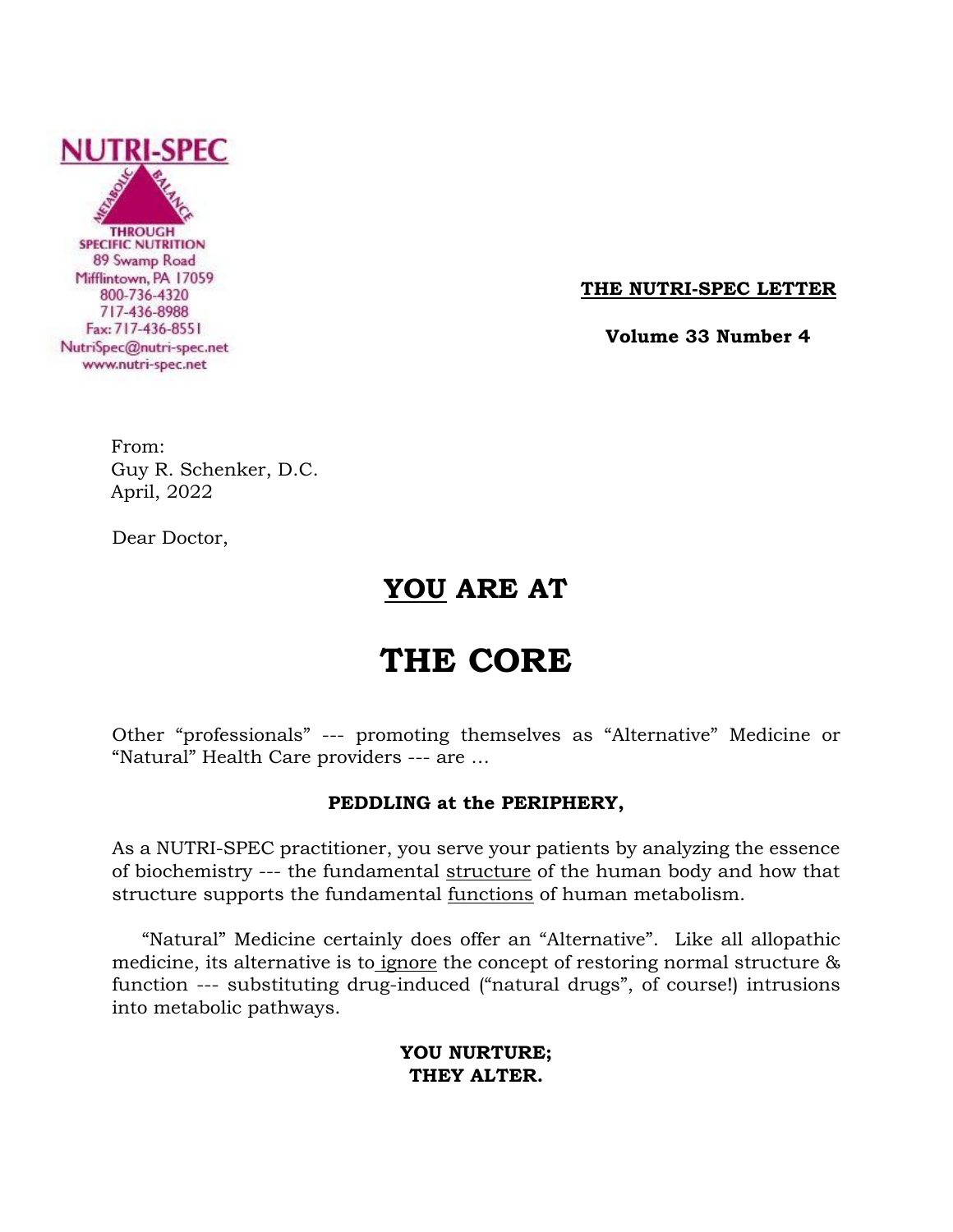NUTRI-SPEC

METABOLIC BALANCE

THROUGH SPECIFIC NUTRITION
89 Swamp Road
Mifflintown, PA 17059
800-736-4320
717-436-8988
Fax: 717-436-8551
NutriSpec@nutri-spec.net
www.nutri-spec.net

**THE NUTRI-SPEC LETTER**

**Volume 33 Number 4**

From:
Guy R. Schenker, D.C.
April, 2022

Dear Doctor,

# YOU ARE AT

# THE CORE

Other "professionals" --- promoting themselves as "Alternative" Medicine or "Natural" Health Care providers --- are …

**PEDDLING at the PERIPHERY,**

As a NUTRI-SPEC practitioner, you serve your patients by analyzing the essence of biochemistry --- the fundamental structure of the human body and how that structure supports the fundamental functions of human metabolism.

"Natural" Medicine certainly does offer an "Alternative". Like all allopathic medicine, its alternative is to ignore the concept of restoring normal structure & function --- substituting drug-induced ("natural drugs", of course!) intrusions into metabolic pathways.

**YOU NURTURE;**
**THEY ALTER.**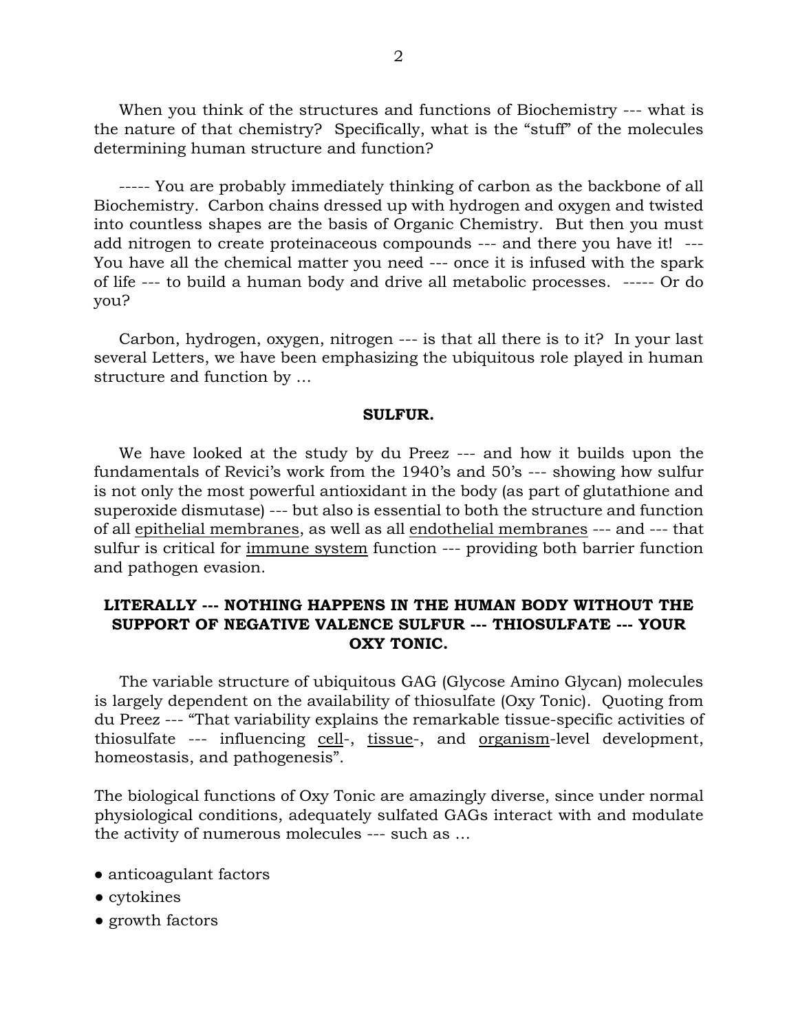When you think of the structures and functions of Biochemistry --- what is the nature of that chemistry? Specifically, what is the "stuff" of the molecules determining human structure and function?

----- You are probably immediately thinking of carbon as the backbone of all Biochemistry. Carbon chains dressed up with hydrogen and oxygen and twisted into countless shapes are the basis of Organic Chemistry. But then you must add nitrogen to create proteinaceous compounds --- and there you have it! --- You have all the chemical matter you need --- once it is infused with the spark of life --- to build a human body and drive all metabolic processes. ----- Or do you?

Carbon, hydrogen, oxygen, nitrogen --- is that all there is to it? In your last several Letters, we have been emphasizing the ubiquitous role played in human structure and function by ...

**SULFUR.**

We have looked at the study by du Preez --- and how it builds upon the fundamentals of Revici's work from the 1940's and 50's --- showing how sulfur is not only the most powerful antioxidant in the body (as part of glutathione and superoxide dismutase) --- but also is essential to both the structure and function of all <u>epithelial membranes</u>, as well as all <u>endothelial membranes</u> --- and --- that sulfur is critical for <u>immune system</u> function --- providing both barrier function and pathogen evasion.

**LITERALLY --- NOTHING HAPPENS IN THE HUMAN BODY WITHOUT THE SUPPORT OF NEGATIVE VALENCE SULFUR --- THIOSULFATE --- YOUR OXY TONIC.**

The variable structure of ubiquitous GAG (Glycose Amino Glycan) molecules is largely dependent on the availability of thiosulfate (Oxy Tonic). Quoting from du Preez --- "That variability explains the remarkable tissue-specific activities of thiosulfate --- influencing <u>cell</u>-, <u>tissue</u>-, and <u>organism</u>-level development, homeostasis, and pathogenesis".

The biological functions of Oxy Tonic are amazingly diverse, since under normal physiological conditions, adequately sulfated GAGs interact with and modulate the activity of numerous molecules --- such as ...

- anticoagulant factors
- cytokines
- growth factors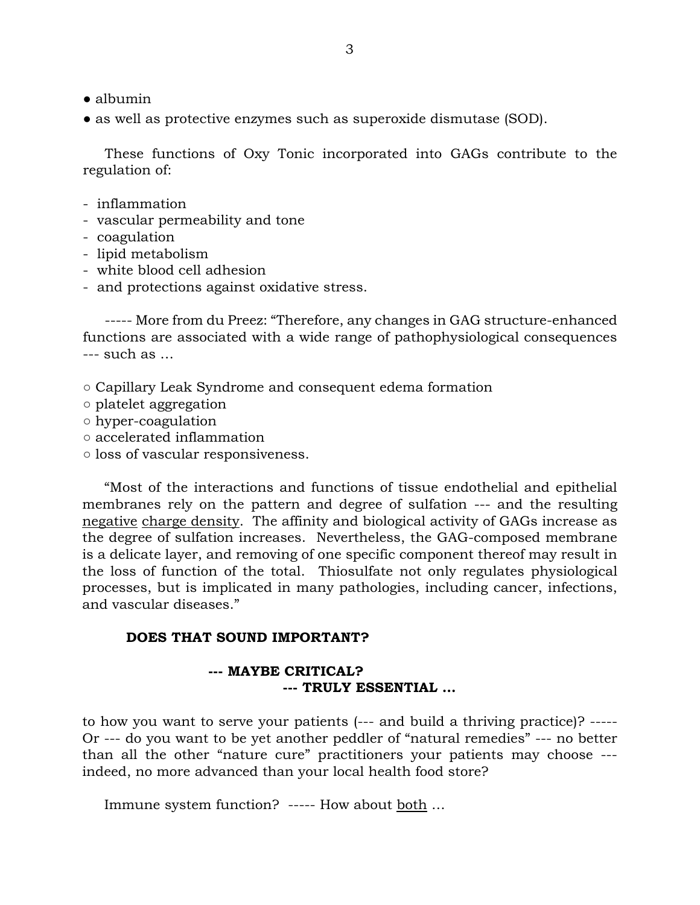- albumin
- as well as protective enzymes such as superoxide dismutase (SOD).

These functions of Oxy Tonic incorporated into GAGs contribute to the regulation of:

- inflammation
- vascular permeability and tone
- coagulation
- lipid metabolism
- white blood cell adhesion
- and protections against oxidative stress.

----- More from du Preez: "Therefore, any changes in GAG structure-enhanced functions are associated with a wide range of pathophysiological consequences --- such as …

- Capillary Leak Syndrome and consequent edema formation
- platelet aggregation
- hyper-coagulation
- accelerated inflammation
- loss of vascular responsiveness.

"Most of the interactions and functions of tissue endothelial and epithelial membranes rely on the pattern and degree of sulfation --- and the resulting <u>negative</u> <u>charge density</u>. The affinity and biological activity of GAGs increase as the degree of sulfation increases. Nevertheless, the GAG-composed membrane is a delicate layer, and removing of one specific component thereof may result in the loss of function of the total. Thiosulfate not only regulates physiological processes, but is implicated in many pathologies, including cancer, infections, and vascular diseases."

**DOES THAT SOUND IMPORTANT?**

**--- MAYBE CRITICAL?**
**--- TRULY ESSENTIAL …**

to how you want to serve your patients (--- and build a thriving practice)? ----- Or --- do you want to be yet another peddler of "natural remedies" --- no better than all the other "nature cure" practitioners your patients may choose --- indeed, no more advanced than your local health food store?

Immune system function? ----- How about <u>both</u> …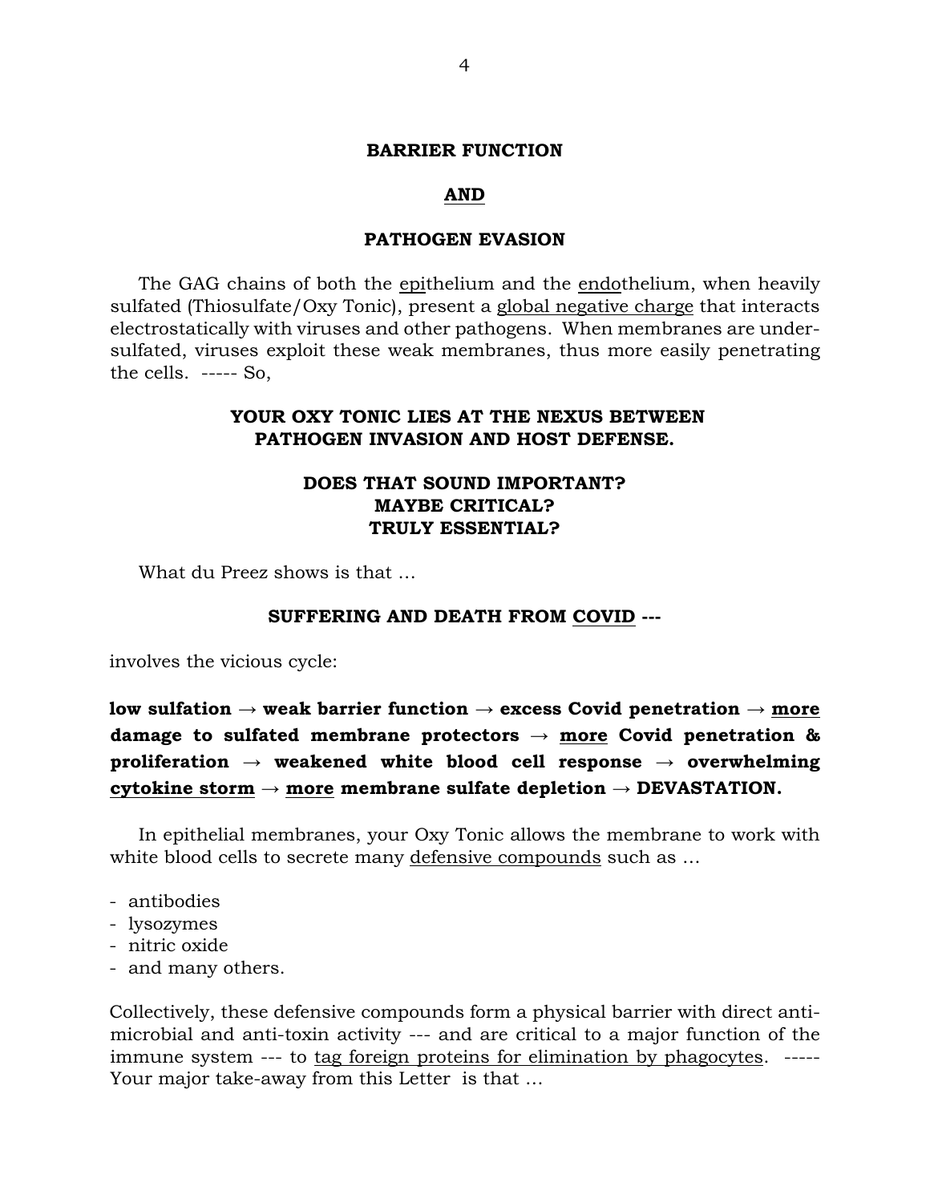**BARRIER FUNCTION**

**<u>AND</u>**

**PATHOGEN EVASION**

The GAG chains of both the <u>epi</u>thelium and the <u>endo</u>thelium, when heavily sulfated (Thiosulfate/Oxy Tonic), present a <u>global negative charge</u> that interacts electrostatically with viruses and other pathogens. When membranes are under-sulfated, viruses exploit these weak membranes, thus more easily penetrating the cells. ----- So,

**YOUR OXY TONIC LIES AT THE NEXUS BETWEEN PATHOGEN INVASION AND HOST DEFENSE.**

**DOES THAT SOUND IMPORTANT?**
**MAYBE CRITICAL?**
**TRULY ESSENTIAL?**

What du Preez shows is that …

**SUFFERING AND DEATH FROM <u>COVID</u> ---**

involves the vicious cycle:

**low sulfation → weak barrier function → excess Covid penetration → <u>more</u> damage to sulfated membrane protectors → <u>more</u> Covid penetration & proliferation → weakened white blood cell response → overwhelming <u>cytokine storm</u> → <u>more</u> membrane sulfate depletion → DEVASTATION.**

In epithelial membranes, your Oxy Tonic allows the membrane to work with white blood cells to secrete many <u>defensive compounds</u> such as …

- antibodies
- lysozymes
- nitric oxide
- and many others.

Collectively, these defensive compounds form a physical barrier with direct anti-microbial and anti-toxin activity --- and are critical to a major function of the immune system --- to <u>tag foreign proteins for elimination by phagocytes</u>. ----- Your major take-away from this Letter is that …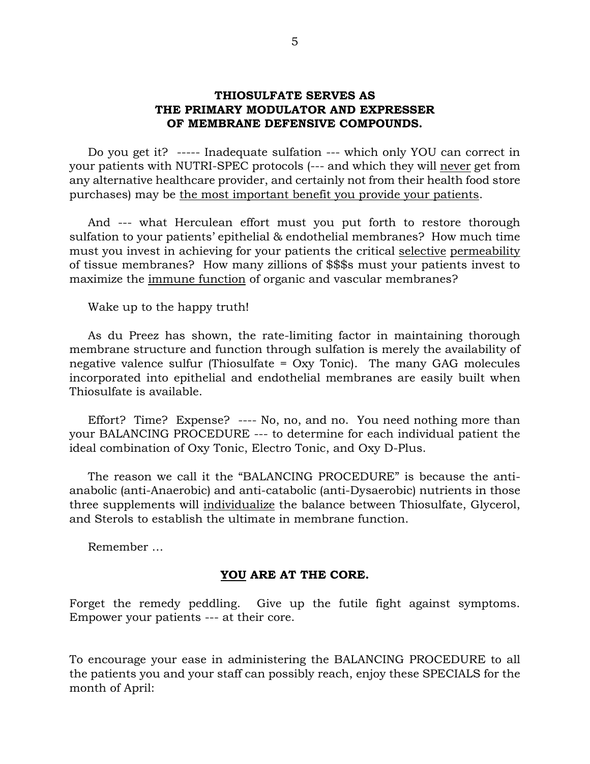**THIOSULFATE SERVES AS THE PRIMARY MODULATOR AND EXPRESSER OF MEMBRANE DEFENSIVE COMPOUNDS.**

Do you get it? ----- Inadequate sulfation --- which only YOU can correct in your patients with NUTRI-SPEC protocols (--- and which they will never get from any alternative healthcare provider, and certainly not from their health food store purchases) may be the most important benefit you provide your patients.

And --- what Herculean effort must you put forth to restore thorough sulfation to your patients' epithelial & endothelial membranes? How much time must you invest in achieving for your patients the critical selective permeability of tissue membranes? How many zillions of $$$s must your patients invest to maximize the immune function of organic and vascular membranes?

Wake up to the happy truth!

As du Preez has shown, the rate-limiting factor in maintaining thorough membrane structure and function through sulfation is merely the availability of negative valence sulfur (Thiosulfate = Oxy Tonic). The many GAG molecules incorporated into epithelial and endothelial membranes are easily built when Thiosulfate is available.

Effort? Time? Expense? ---- No, no, and no. You need nothing more than your BALANCING PROCEDURE --- to determine for each individual patient the ideal combination of Oxy Tonic, Electro Tonic, and Oxy D-Plus.

The reason we call it the "BALANCING PROCEDURE" is because the anti-anabolic (anti-Anaerobic) and anti-catabolic (anti-Dysaerobic) nutrients in those three supplements will individualize the balance between Thiosulfate, Glycerol, and Sterols to establish the ultimate in membrane function.

Remember …

**YOU ARE AT THE CORE.**

Forget the remedy peddling. Give up the futile fight against symptoms. Empower your patients --- at their core.

To encourage your ease in administering the BALANCING PROCEDURE to all the patients you and your staff can possibly reach, enjoy these SPECIALS for the month of April: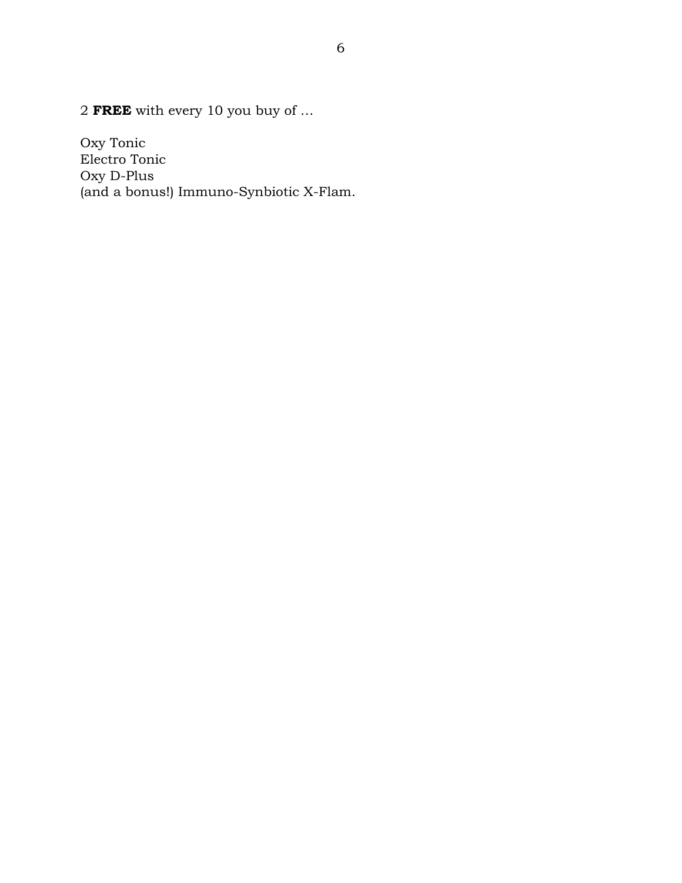2 **FREE** with every 10 you buy of …

Oxy Tonic  
Electro Tonic  
Oxy D-Plus  
(and a bonus!) Immuno-Synbiotic X-Flam.